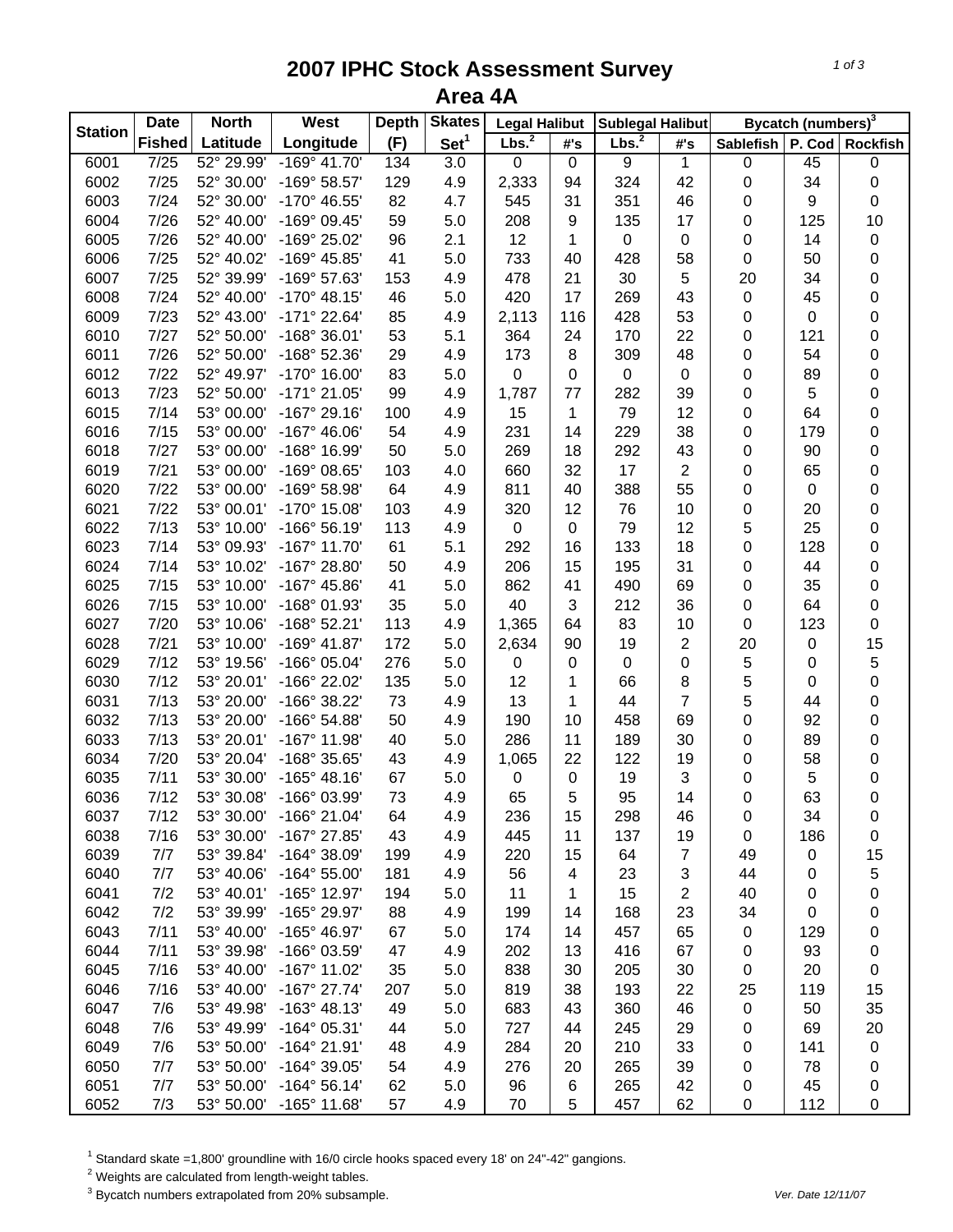# 2007 IPHC Stock Assessment Survey
## Area 4A

| Station | Date | North | West | Depth | Skates | Legal Halibut | | Sublegal Halibut | | Bycatch (numbers)[3] | | |
|---|---|---|---|---|---|---|---|---|---|---|---|---|
| | Fished | Latitude | Longitude | (F) | Set[1] | Lbs.[2] | #'s | Lbs.[2] | #'s | Sablefish | P. Cod | Rockfish |
| 6001 | 7/25 | 52° 29.99' | -169° 41.70' | 134 | 3.0 | 0 | 0 | 9 | 1 | 0 | 45 | 0 |
| 6002 | 7/25 | 52° 30.00' | -169° 58.57' | 129 | 4.9 | 2,333 | 94 | 324 | 42 | 0 | 34 | 0 |
| 6003 | 7/24 | 52° 30.00' | -170° 46.55' | 82 | 4.7 | 545 | 31 | 351 | 46 | 0 | 9 | 0 |
| 6004 | 7/26 | 52° 40.00' | -169° 09.45' | 59 | 5.0 | 208 | 9 | 135 | 17 | 0 | 125 | 10 |
| 6005 | 7/26 | 52° 40.00' | -169° 25.02' | 96 | 2.1 | 12 | 1 | 0 | 0 | 0 | 14 | 0 |
| 6006 | 7/25 | 52° 40.02' | -169° 45.85' | 41 | 5.0 | 733 | 40 | 428 | 58 | 0 | 50 | 0 |
| 6007 | 7/25 | 52° 39.99' | -169° 57.63' | 153 | 4.9 | 478 | 21 | 30 | 5 | 20 | 34 | 0 |
| 6008 | 7/24 | 52° 40.00' | -170° 48.15' | 46 | 5.0 | 420 | 17 | 269 | 43 | 0 | 45 | 0 |
| 6009 | 7/23 | 52° 43.00' | -171° 22.64' | 85 | 4.9 | 2,113 | 116 | 428 | 53 | 0 | 0 | 0 |
| 6010 | 7/27 | 52° 50.00' | -168° 36.01' | 53 | 5.1 | 364 | 24 | 170 | 22 | 0 | 121 | 0 |
| 6011 | 7/26 | 52° 50.00' | -168° 52.36' | 29 | 4.9 | 173 | 8 | 309 | 48 | 0 | 54 | 0 |
| 6012 | 7/22 | 52° 49.97' | -170° 16.00' | 83 | 5.0 | 0 | 0 | 0 | 0 | 0 | 89 | 0 |
| 6013 | 7/23 | 52° 50.00' | -171° 21.05' | 99 | 4.9 | 1,787 | 77 | 282 | 39 | 0 | 5 | 0 |
| 6015 | 7/14 | 53° 00.00' | -167° 29.16' | 100 | 4.9 | 15 | 1 | 79 | 12 | 0 | 64 | 0 |
| 6016 | 7/15 | 53° 00.00' | -167° 46.06' | 54 | 4.9 | 231 | 14 | 229 | 38 | 0 | 179 | 0 |
| 6018 | 7/27 | 53° 00.00' | -168° 16.99' | 50 | 5.0 | 269 | 18 | 292 | 43 | 0 | 90 | 0 |
| 6019 | 7/21 | 53° 00.00' | -169° 08.65' | 103 | 4.0 | 660 | 32 | 17 | 2 | 0 | 65 | 0 |
| 6020 | 7/22 | 53° 00.00' | -169° 58.98' | 64 | 4.9 | 811 | 40 | 388 | 55 | 0 | 0 | 0 |
| 6021 | 7/22 | 53° 00.01' | -170° 15.08' | 103 | 4.9 | 320 | 12 | 76 | 10 | 0 | 20 | 0 |
| 6022 | 7/13 | 53° 10.00' | -166° 56.19' | 113 | 4.9 | 0 | 0 | 79 | 12 | 5 | 25 | 0 |
| 6023 | 7/14 | 53° 09.93' | -167° 11.70' | 61 | 5.1 | 292 | 16 | 133 | 18 | 0 | 128 | 0 |
| 6024 | 7/14 | 53° 10.02' | -167° 28.80' | 50 | 4.9 | 206 | 15 | 195 | 31 | 0 | 44 | 0 |
| 6025 | 7/15 | 53° 10.00' | -167° 45.86' | 41 | 5.0 | 862 | 41 | 490 | 69 | 0 | 35 | 0 |
| 6026 | 7/15 | 53° 10.00' | -168° 01.93' | 35 | 5.0 | 40 | 3 | 212 | 36 | 0 | 64 | 0 |
| 6027 | 7/20 | 53° 10.06' | -168° 52.21' | 113 | 4.9 | 1,365 | 64 | 83 | 10 | 0 | 123 | 0 |
| 6028 | 7/21 | 53° 10.00' | -169° 41.87' | 172 | 5.0 | 2,634 | 90 | 19 | 2 | 20 | 0 | 15 |
| 6029 | 7/12 | 53° 19.56' | -166° 05.04' | 276 | 5.0 | 0 | 0 | 0 | 0 | 5 | 0 | 5 |
| 6030 | 7/12 | 53° 20.01' | -166° 22.02' | 135 | 5.0 | 12 | 1 | 66 | 8 | 5 | 0 | 0 |
| 6031 | 7/13 | 53° 20.00' | -166° 38.22' | 73 | 4.9 | 13 | 1 | 44 | 7 | 5 | 44 | 0 |
| 6032 | 7/13 | 53° 20.00' | -166° 54.88' | 50 | 4.9 | 190 | 10 | 458 | 69 | 0 | 92 | 0 |
| 6033 | 7/13 | 53° 20.01' | -167° 11.98' | 40 | 5.0 | 286 | 11 | 189 | 30 | 0 | 89 | 0 |
| 6034 | 7/20 | 53° 20.04' | -168° 35.65' | 43 | 4.9 | 1,065 | 22 | 122 | 19 | 0 | 58 | 0 |
| 6035 | 7/11 | 53° 30.00' | -165° 48.16' | 67 | 5.0 | 0 | 0 | 19 | 3 | 0 | 5 | 0 |
| 6036 | 7/12 | 53° 30.08' | -166° 03.99' | 73 | 4.9 | 65 | 5 | 95 | 14 | 0 | 63 | 0 |
| 6037 | 7/12 | 53° 30.00' | -166° 21.04' | 64 | 4.9 | 236 | 15 | 298 | 46 | 0 | 34 | 0 |
| 6038 | 7/16 | 53° 30.00' | -167° 27.85' | 43 | 4.9 | 445 | 11 | 137 | 19 | 0 | 186 | 0 |
| 6039 | 7/7 | 53° 39.84' | -164° 38.09' | 199 | 4.9 | 220 | 15 | 64 | 7 | 49 | 0 | 15 |
| 6040 | 7/7 | 53° 40.06' | -164° 55.00' | 181 | 4.9 | 56 | 4 | 23 | 3 | 44 | 0 | 5 |
| 6041 | 7/2 | 53° 40.01' | -165° 12.97' | 194 | 5.0 | 11 | 1 | 15 | 2 | 40 | 0 | 0 |
| 6042 | 7/2 | 53° 39.99' | -165° 29.97' | 88 | 4.9 | 199 | 14 | 168 | 23 | 34 | 0 | 0 |
| 6043 | 7/11 | 53° 40.00' | -165° 46.97' | 67 | 5.0 | 174 | 14 | 457 | 65 | 0 | 129 | 0 |
| 6044 | 7/11 | 53° 39.98' | -166° 03.59' | 47 | 4.9 | 202 | 13 | 416 | 67 | 0 | 93 | 0 |
| 6045 | 7/16 | 53° 40.00' | -167° 11.02' | 35 | 5.0 | 838 | 30 | 205 | 30 | 0 | 20 | 0 |
| 6046 | 7/16 | 53° 40.00' | -167° 27.74' | 207 | 5.0 | 819 | 38 | 193 | 22 | 25 | 119 | 15 |
| 6047 | 7/6 | 53° 49.98' | -163° 48.13' | 49 | 5.0 | 683 | 43 | 360 | 46 | 0 | 50 | 35 |
| 6048 | 7/6 | 53° 49.99' | -164° 05.31' | 44 | 5.0 | 727 | 44 | 245 | 29 | 0 | 69 | 20 |
| 6049 | 7/6 | 53° 50.00' | -164° 21.91' | 48 | 4.9 | 284 | 20 | 210 | 33 | 0 | 141 | 0 |
| 6050 | 7/7 | 53° 50.00' | -164° 39.05' | 54 | 4.9 | 276 | 20 | 265 | 39 | 0 | 78 | 0 |
| 6051 | 7/7 | 53° 50.00' | -164° 56.14' | 62 | 5.0 | 96 | 6 | 265 | 42 | 0 | 45 | 0 |
| 6052 | 7/3 | 53° 50.00' | -165° 11.68' | 57 | 4.9 | 70 | 5 | 457 | 62 | 0 | 112 | 0 |

[1] Standard skate =1,800' groundline with 16/0 circle hooks spaced every 18' on 24"-42" gangions.

[2] Weights are calculated from length-weight tables.

[3] Bycatch numbers extrapolated from 20% subsample.

*Ver. Date 12/11/07*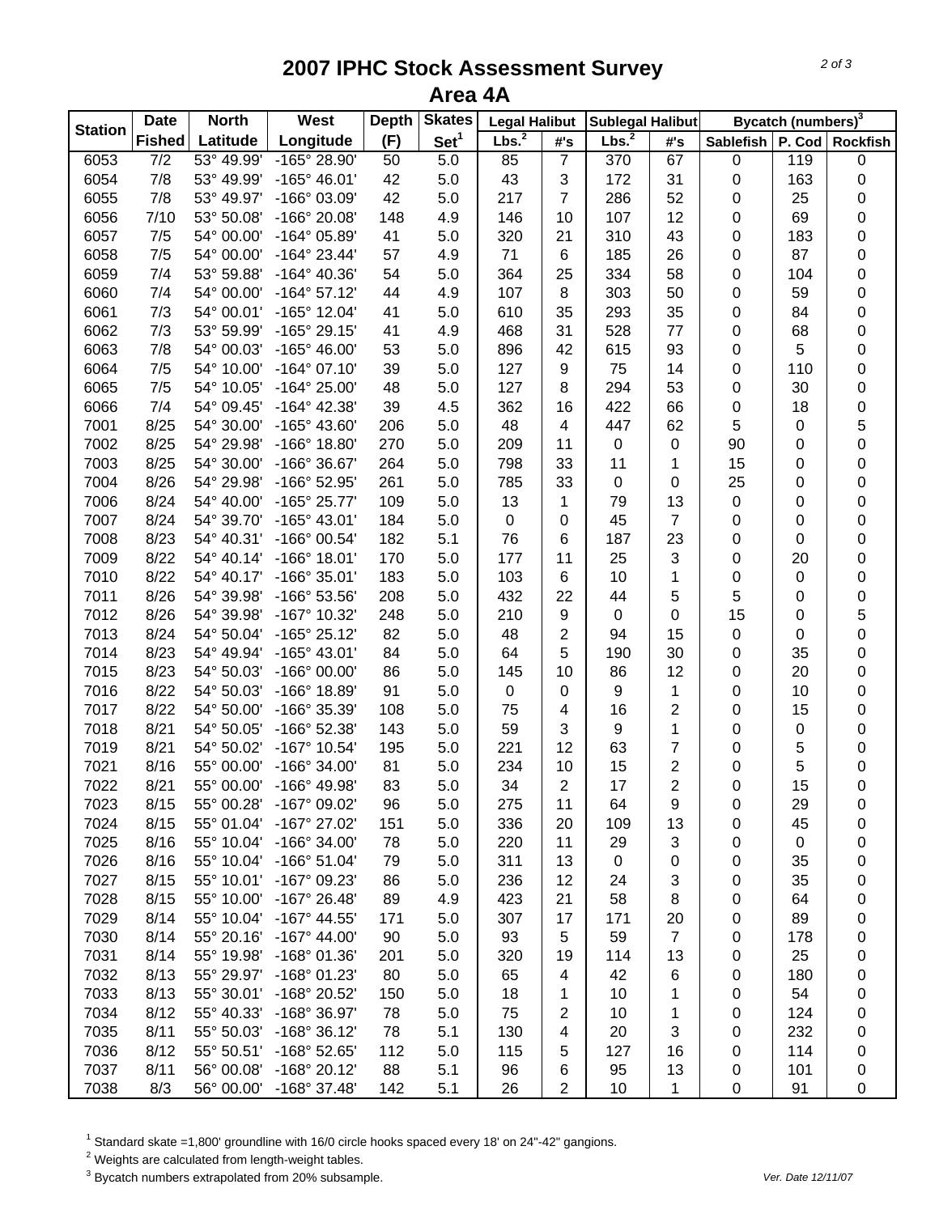# 2007 IPHC Stock Assessment Survey
## Area 4A

| Station | Date Fished | North Latitude | West Longitude | Depth (F) | Skates Set[1] | Legal Halibut | | Sublegal Halibut | | Bycatch (numbers)[3] | | |
|---|---|---|---|---|---|---|---|---|---|---|---|---|
| | | | | | | Lbs.[2] | #'s | Lbs.[2] | #'s | Sablefish | P. Cod | Rockfish |
| 6053 | 7/2 | 53° 49.99' | -165° 28.90' | 50 | 5.0 | 85 | 7 | 370 | 67 | 0 | 119 | 0 |
| 6054 | 7/8 | 53° 49.99' | -165° 46.01' | 42 | 5.0 | 43 | 3 | 172 | 31 | 0 | 163 | 0 |
| 6055 | 7/8 | 53° 49.97' | -166° 03.09' | 42 | 5.0 | 217 | 7 | 286 | 52 | 0 | 25 | 0 |
| 6056 | 7/10 | 53° 50.08' | -166° 20.08' | 148 | 4.9 | 146 | 10 | 107 | 12 | 0 | 69 | 0 |
| 6057 | 7/5 | 54° 00.00' | -164° 05.89' | 41 | 5.0 | 320 | 21 | 310 | 43 | 0 | 183 | 0 |
| 6058 | 7/5 | 54° 00.00' | -164° 23.44' | 57 | 4.9 | 71 | 6 | 185 | 26 | 0 | 87 | 0 |
| 6059 | 7/4 | 53° 59.88' | -164° 40.36' | 54 | 5.0 | 364 | 25 | 334 | 58 | 0 | 104 | 0 |
| 6060 | 7/4 | 54° 00.00' | -164° 57.12' | 44 | 4.9 | 107 | 8 | 303 | 50 | 0 | 59 | 0 |
| 6061 | 7/3 | 54° 00.01' | -165° 12.04' | 41 | 5.0 | 610 | 35 | 293 | 35 | 0 | 84 | 0 |
| 6062 | 7/3 | 53° 59.99' | -165° 29.15' | 41 | 4.9 | 468 | 31 | 528 | 77 | 0 | 68 | 0 |
| 6063 | 7/8 | 54° 00.03' | -165° 46.00' | 53 | 5.0 | 896 | 42 | 615 | 93 | 0 | 5 | 0 |
| 6064 | 7/5 | 54° 10.00' | -164° 07.10' | 39 | 5.0 | 127 | 9 | 75 | 14 | 0 | 110 | 0 |
| 6065 | 7/5 | 54° 10.05' | -164° 25.00' | 48 | 5.0 | 127 | 8 | 294 | 53 | 0 | 30 | 0 |
| 6066 | 7/4 | 54° 09.45' | -164° 42.38' | 39 | 4.5 | 362 | 16 | 422 | 66 | 0 | 18 | 0 |
| 7001 | 8/25 | 54° 30.00' | -165° 43.60' | 206 | 5.0 | 48 | 4 | 447 | 62 | 5 | 0 | 5 |
| 7002 | 8/25 | 54° 29.98' | -166° 18.80' | 270 | 5.0 | 209 | 11 | 0 | 0 | 90 | 0 | 0 |
| 7003 | 8/25 | 54° 30.00' | -166° 36.67' | 264 | 5.0 | 798 | 33 | 11 | 1 | 15 | 0 | 0 |
| 7004 | 8/26 | 54° 29.98' | -166° 52.95' | 261 | 5.0 | 785 | 33 | 0 | 0 | 25 | 0 | 0 |
| 7006 | 8/24 | 54° 40.00' | -165° 25.77' | 109 | 5.0 | 13 | 1 | 79 | 13 | 0 | 0 | 0 |
| 7007 | 8/24 | 54° 39.70' | -165° 43.01' | 184 | 5.0 | 0 | 0 | 45 | 7 | 0 | 0 | 0 |
| 7008 | 8/23 | 54° 40.31' | -166° 00.54' | 182 | 5.1 | 76 | 6 | 187 | 23 | 0 | 0 | 0 |
| 7009 | 8/22 | 54° 40.14' | -166° 18.01' | 170 | 5.0 | 177 | 11 | 25 | 3 | 0 | 20 | 0 |
| 7010 | 8/22 | 54° 40.17' | -166° 35.01' | 183 | 5.0 | 103 | 6 | 10 | 1 | 0 | 0 | 0 |
| 7011 | 8/26 | 54° 39.98' | -166° 53.56' | 208 | 5.0 | 432 | 22 | 44 | 5 | 5 | 0 | 0 |
| 7012 | 8/26 | 54° 39.98' | -167° 10.32' | 248 | 5.0 | 210 | 9 | 0 | 0 | 15 | 0 | 5 |
| 7013 | 8/24 | 54° 50.04' | -165° 25.12' | 82 | 5.0 | 48 | 2 | 94 | 15 | 0 | 0 | 0 |
| 7014 | 8/23 | 54° 49.94' | -165° 43.01' | 84 | 5.0 | 64 | 5 | 190 | 30 | 0 | 35 | 0 |
| 7015 | 8/23 | 54° 50.03' | -166° 00.00' | 86 | 5.0 | 145 | 10 | 86 | 12 | 0 | 20 | 0 |
| 7016 | 8/22 | 54° 50.03' | -166° 18.89' | 91 | 5.0 | 0 | 0 | 9 | 1 | 0 | 10 | 0 |
| 7017 | 8/22 | 54° 50.00' | -166° 35.39' | 108 | 5.0 | 75 | 4 | 16 | 2 | 0 | 15 | 0 |
| 7018 | 8/21 | 54° 50.05' | -166° 52.38' | 143 | 5.0 | 59 | 3 | 9 | 1 | 0 | 0 | 0 |
| 7019 | 8/21 | 54° 50.02' | -167° 10.54' | 195 | 5.0 | 221 | 12 | 63 | 7 | 0 | 5 | 0 |
| 7021 | 8/16 | 55° 00.00' | -166° 34.00' | 81 | 5.0 | 234 | 10 | 15 | 2 | 0 | 5 | 0 |
| 7022 | 8/21 | 55° 00.00' | -166° 49.98' | 83 | 5.0 | 34 | 2 | 17 | 2 | 0 | 15 | 0 |
| 7023 | 8/15 | 55° 00.28' | -167° 09.02' | 96 | 5.0 | 275 | 11 | 64 | 9 | 0 | 29 | 0 |
| 7024 | 8/15 | 55° 01.04' | -167° 27.02' | 151 | 5.0 | 336 | 20 | 109 | 13 | 0 | 45 | 0 |
| 7025 | 8/16 | 55° 10.04' | -166° 34.00' | 78 | 5.0 | 220 | 11 | 29 | 3 | 0 | 0 | 0 |
| 7026 | 8/16 | 55° 10.04' | -166° 51.04' | 79 | 5.0 | 311 | 13 | 0 | 0 | 0 | 35 | 0 |
| 7027 | 8/15 | 55° 10.01' | -167° 09.23' | 86 | 5.0 | 236 | 12 | 24 | 3 | 0 | 35 | 0 |
| 7028 | 8/15 | 55° 10.00' | -167° 26.48' | 89 | 4.9 | 423 | 21 | 58 | 8 | 0 | 64 | 0 |
| 7029 | 8/14 | 55° 10.04' | -167° 44.55' | 171 | 5.0 | 307 | 17 | 171 | 20 | 0 | 89 | 0 |
| 7030 | 8/14 | 55° 20.16' | -167° 44.00' | 90 | 5.0 | 93 | 5 | 59 | 7 | 0 | 178 | 0 |
| 7031 | 8/14 | 55° 19.98' | -168° 01.36' | 201 | 5.0 | 320 | 19 | 114 | 13 | 0 | 25 | 0 |
| 7032 | 8/13 | 55° 29.97' | -168° 01.23' | 80 | 5.0 | 65 | 4 | 42 | 6 | 0 | 180 | 0 |
| 7033 | 8/13 | 55° 30.01' | -168° 20.52' | 150 | 5.0 | 18 | 1 | 10 | 1 | 0 | 54 | 0 |
| 7034 | 8/12 | 55° 40.33' | -168° 36.97' | 78 | 5.0 | 75 | 2 | 10 | 1 | 0 | 124 | 0 |
| 7035 | 8/11 | 55° 50.03' | -168° 36.12' | 78 | 5.1 | 130 | 4 | 20 | 3 | 0 | 232 | 0 |
| 7036 | 8/12 | 55° 50.51' | -168° 52.65' | 112 | 5.0 | 115 | 5 | 127 | 16 | 0 | 114 | 0 |
| 7037 | 8/11 | 56° 00.08' | -168° 20.12' | 88 | 5.1 | 96 | 6 | 95 | 13 | 0 | 101 | 0 |
| 7038 | 8/3 | 56° 00.00' | -168° 37.48' | 142 | 5.1 | 26 | 2 | 10 | 1 | 0 | 91 | 0 |

[1] Standard skate =1,800' groundline with 16/0 circle hooks spaced every 18' on 24"-42" gangions.
[2] Weights are calculated from length-weight tables.
[3] Bycatch numbers extrapolated from 20% subsample.

*Ver. Date 12/11/07*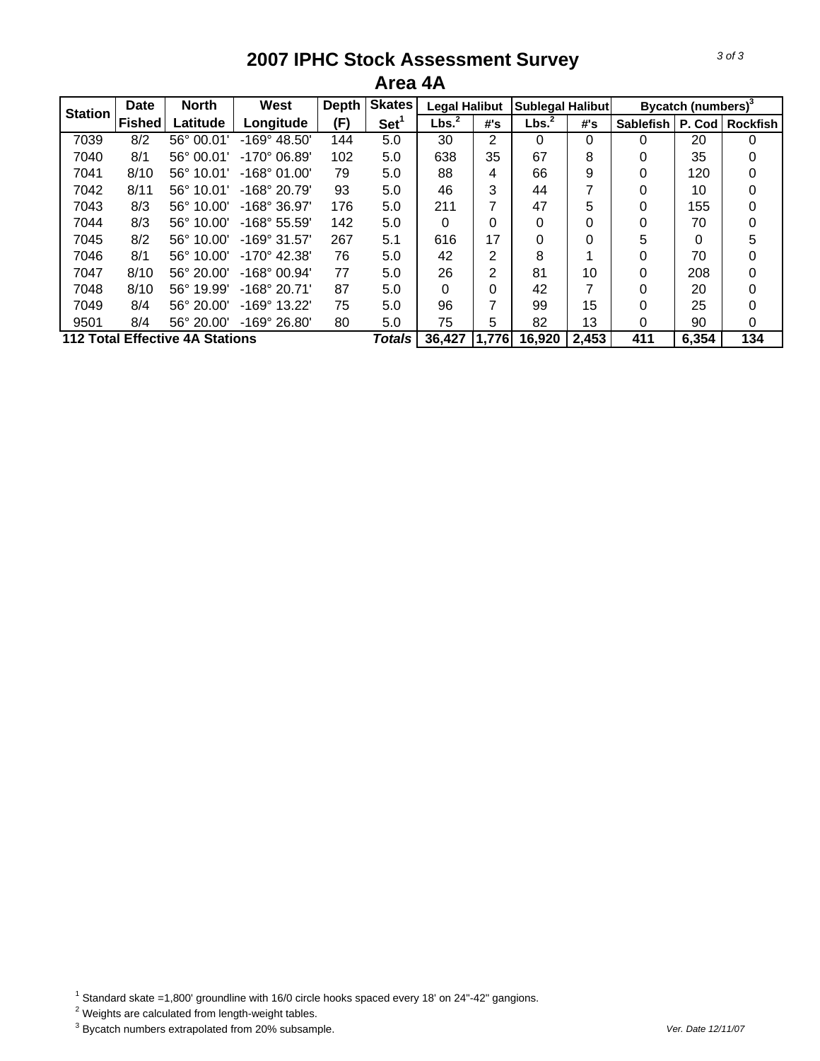# 2007 IPHC Stock Assessment Survey

## Area 4A

| Station | Date Fished | North Latitude | West Longitude | Depth (F) | Skates Set[1] | Legal Halibut | | Sublegal Halibut | | Bycatch (numbers)[3] | | |
|---|---|---|---|---|---|---|---|---|---|---|---|---|
| | | | | | | Lbs.[2] | #'s | Lbs.[2] | #'s | Sablefish | P. Cod | Rockfish |
| 7039 | 8/2 | 56° 00.01' | -169° 48.50' | 144 | 5.0 | 30 | 2 | 0 | 0 | 0 | 20 | 0 |
| 7040 | 8/1 | 56° 00.01' | -170° 06.89' | 102 | 5.0 | 638 | 35 | 67 | 8 | 0 | 35 | 0 |
| 7041 | 8/10 | 56° 10.01' | -168° 01.00' | 79 | 5.0 | 88 | 4 | 66 | 9 | 0 | 120 | 0 |
| 7042 | 8/11 | 56° 10.01' | -168° 20.79' | 93 | 5.0 | 46 | 3 | 44 | 7 | 0 | 10 | 0 |
| 7043 | 8/3 | 56° 10.00' | -168° 36.97' | 176 | 5.0 | 211 | 7 | 47 | 5 | 0 | 155 | 0 |
| 7044 | 8/3 | 56° 10.00' | -168° 55.59' | 142 | 5.0 | 0 | 0 | 0 | 0 | 0 | 70 | 0 |
| 7045 | 8/2 | 56° 10.00' | -169° 31.57' | 267 | 5.1 | 616 | 17 | 0 | 0 | 5 | 0 | 5 |
| 7046 | 8/1 | 56° 10.00' | -170° 42.38' | 76 | 5.0 | 42 | 2 | 8 | 1 | 0 | 70 | 0 |
| 7047 | 8/10 | 56° 20.00' | -168° 00.94' | 77 | 5.0 | 26 | 2 | 81 | 10 | 0 | 208 | 0 |
| 7048 | 8/10 | 56° 19.99' | -168° 20.71' | 87 | 5.0 | 0 | 0 | 42 | 7 | 0 | 20 | 0 |
| 7049 | 8/4 | 56° 20.00' | -169° 13.22' | 75 | 5.0 | 96 | 7 | 99 | 15 | 0 | 25 | 0 |
| 9501 | 8/4 | 56° 20.00' | -169° 26.80' | 80 | 5.0 | 75 | 5 | 82 | 13 | 0 | 90 | 0 |
| **112 Total Effective 4A Stations** | | | | | ***Totals*** | **36,427** | **1,776** | **16,920** | **2,453** | **411** | **6,354** | **134** |

[1] Standard skate =1,800' groundline with 16/0 circle hooks spaced every 18' on 24"-42" gangions.

[2] Weights are calculated from length-weight tables.

[3] Bycatch numbers extrapolated from 20% subsample.

*Ver. Date 12/11/07*